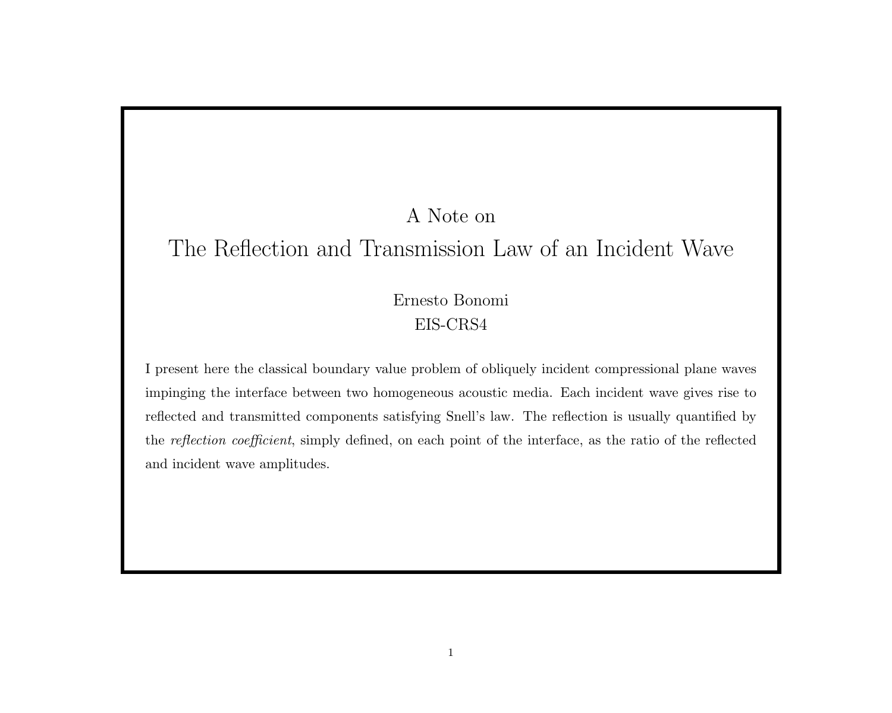# A Note on
# The Reflection and Transmission Law of an Incident Wave

Ernesto Bonomi
EIS-CRS4

I present here the classical boundary value problem of obliquely incident compressional plane waves impinging the interface between two homogeneous acoustic media. Each incident wave gives rise to reflected and transmitted components satisfying Snell's law. The reflection is usually quantified by the *reflection coefficient*, simply defined, on each point of the interface, as the ratio of the reflected and incident wave amplitudes.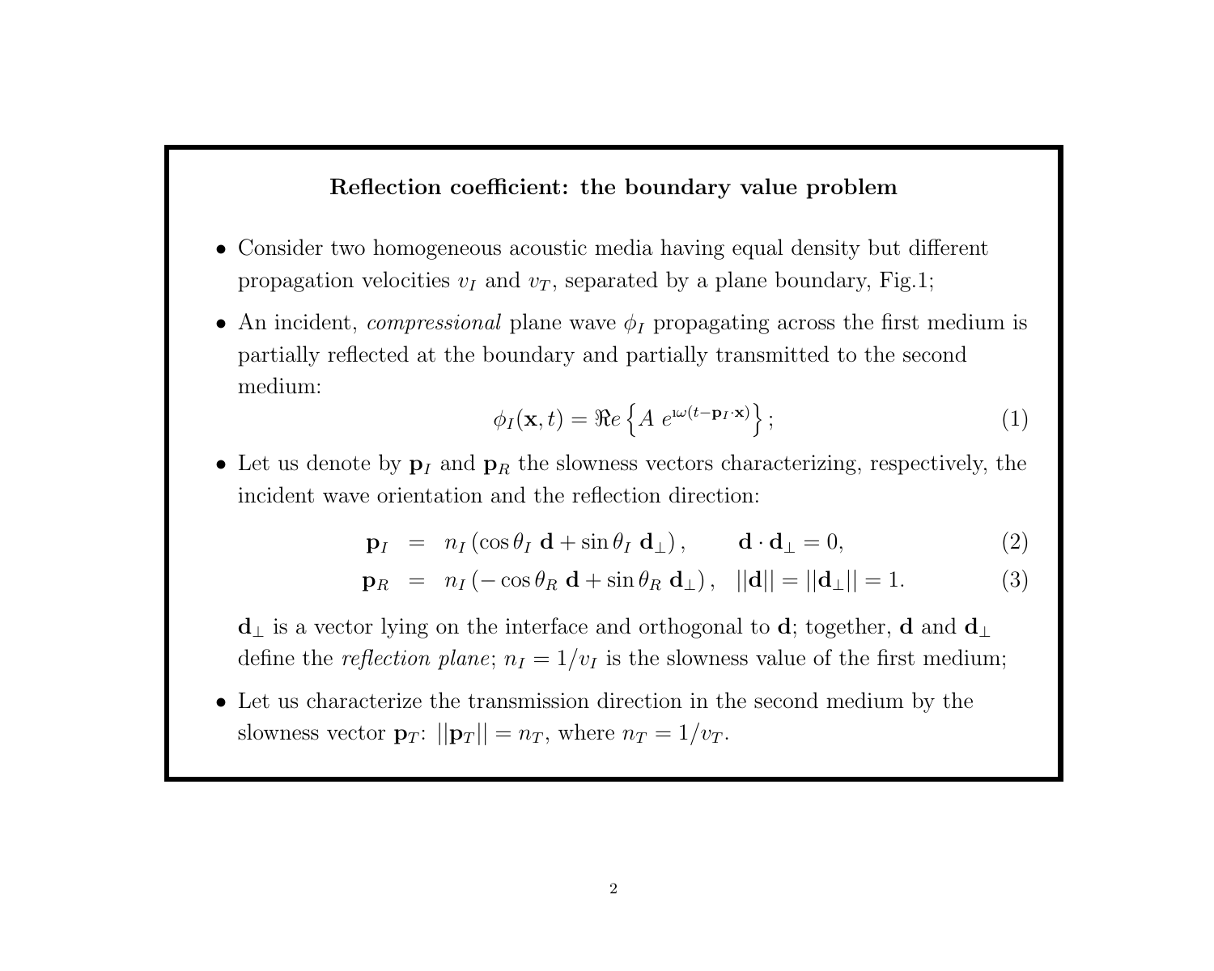## Reflection coefficient: the boundary value problem

- Consider two homogeneous acoustic media having equal density but different propagation velocities $v_I$ and $v_T$, separated by a plane boundary, Fig.1;
- An incident, *compressional* plane wave $\phi_I$ propagating across the first medium is partially reflected at the boundary and partially transmitted to the second medium:

$$\phi_I(\mathbf{x}, t) = \Re e \left\{ A \; e^{\imath\omega(t - \mathbf{p}_I \cdot \mathbf{x})} \right\}; \tag{1}$$

- Let us denote by $\mathbf{p}_I$ and $\mathbf{p}_R$ the slowness vectors characterizing, respectively, the incident wave orientation and the reflection direction:

$$\mathbf{p}_I = n_I \left( \cos\theta_I \; \mathbf{d} + \sin\theta_I \; \mathbf{d}_\perp \right), \qquad \mathbf{d} \cdot \mathbf{d}_\perp = 0, \tag{2}$$

$$\mathbf{p}_R = n_I \left( -\cos\theta_R \; \mathbf{d} + \sin\theta_R \; \mathbf{d}_\perp \right), \quad ||\mathbf{d}|| = ||\mathbf{d}_\perp|| = 1. \tag{3}$$

  $\mathbf{d}_\perp$ is a vector lying on the interface and orthogonal to $\mathbf{d}$; together, $\mathbf{d}$ and $\mathbf{d}_\perp$ define the *reflection plane*; $n_I = 1/v_I$ is the slowness value of the first medium;

- Let us characterize the transmission direction in the second medium by the slowness vector $\mathbf{p}_T$: $||\mathbf{p}_T|| = n_T$, where $n_T = 1/v_T$.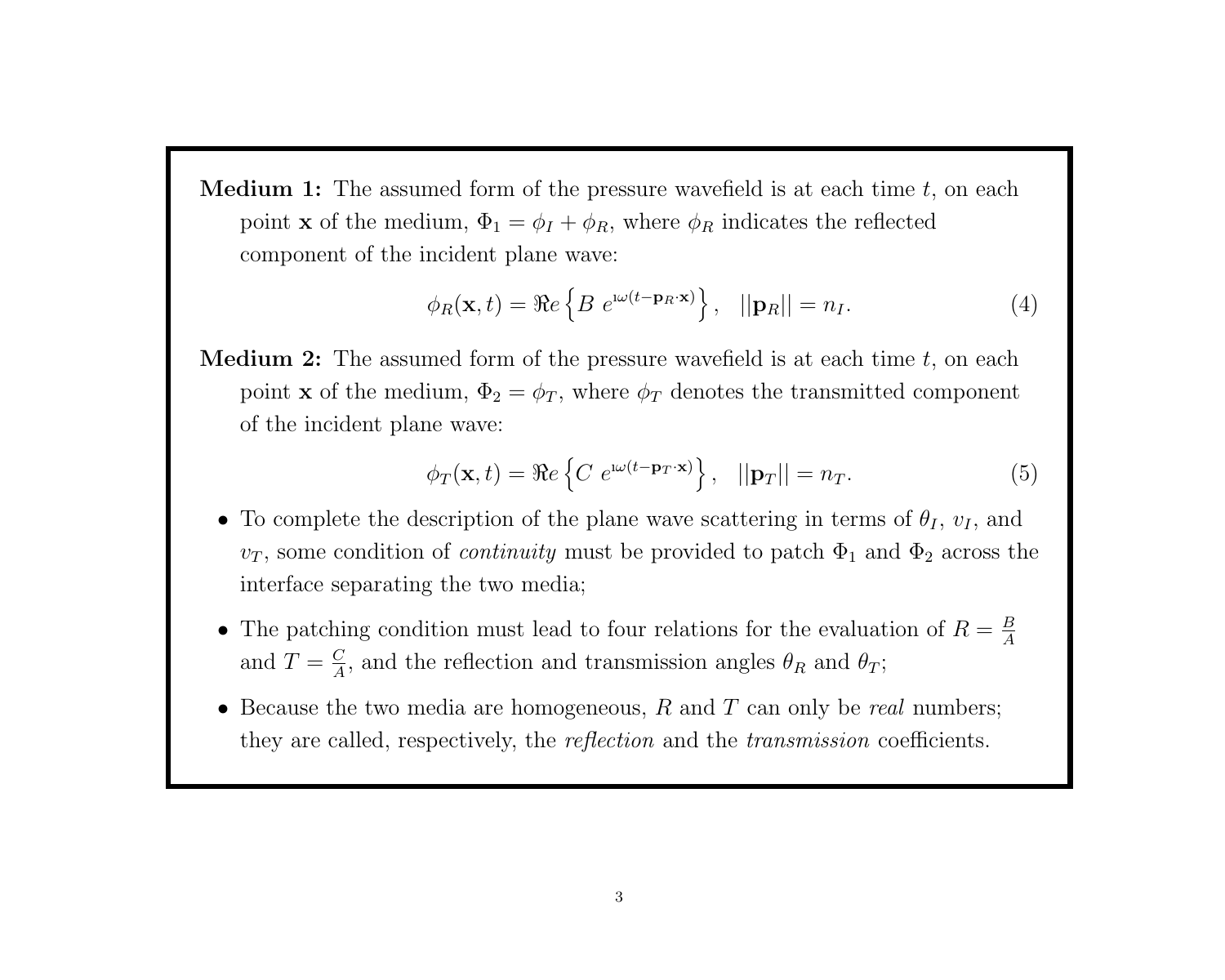**Medium 1:** The assumed form of the pressure wavefield is at each time $t$, on each point $\mathbf{x}$ of the medium, $\Phi_1 = \phi_I + \phi_R$, where $\phi_R$ indicates the reflected component of the incident plane wave:

$$\phi_R(\mathbf{x}, t) = \Re e\left\{B\ e^{\imath\omega(t - \mathbf{p}_R \cdot \mathbf{x})}\right\}, \quad ||\mathbf{p}_R|| = n_I. \tag{4}$$

**Medium 2:** The assumed form of the pressure wavefield is at each time $t$, on each point $\mathbf{x}$ of the medium, $\Phi_2 = \phi_T$, where $\phi_T$ denotes the transmitted component of the incident plane wave:

$$\phi_T(\mathbf{x}, t) = \Re e\left\{C\ e^{\imath\omega(t - \mathbf{p}_T \cdot \mathbf{x})}\right\}, \quad ||\mathbf{p}_T|| = n_T. \tag{5}$$

- To complete the description of the plane wave scattering in terms of $\theta_I$, $v_I$, and $v_T$, some condition of *continuity* must be provided to patch $\Phi_1$ and $\Phi_2$ across the interface separating the two media;
- The patching condition must lead to four relations for the evaluation of $R = \frac{B}{A}$ and $T = \frac{C}{A}$, and the reflection and transmission angles $\theta_R$ and $\theta_T$;
- Because the two media are homogeneous, $R$ and $T$ can only be *real* numbers; they are called, respectively, the *reflection* and the *transmission* coefficients.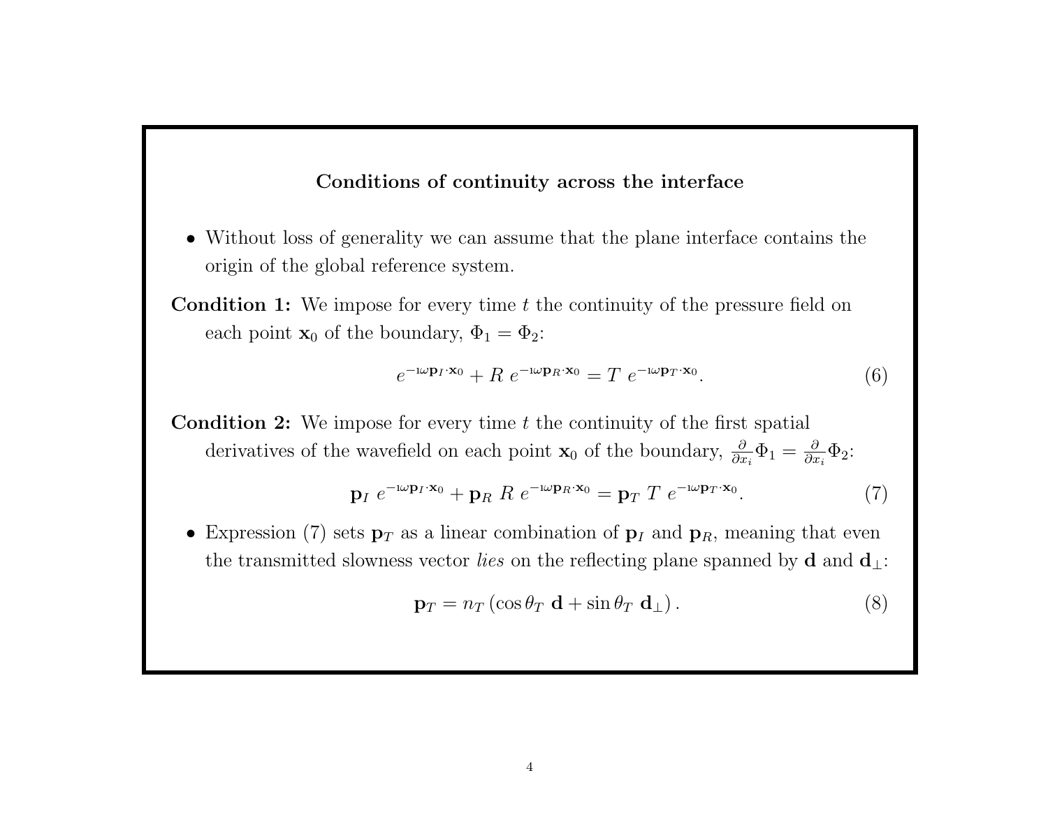## Conditions of continuity across the interface

- Without loss of generality we can assume that the plane interface contains the origin of the global reference system.

**Condition 1:** We impose for every time $t$ the continuity of the pressure field on each point $\mathbf{x}_0$ of the boundary, $\Phi_1 = \Phi_2$:

$$e^{-\imath\omega\mathbf{p}_I\cdot\mathbf{x}_0} + R\ e^{-\imath\omega\mathbf{p}_R\cdot\mathbf{x}_0} = T\ e^{-\imath\omega\mathbf{p}_T\cdot\mathbf{x}_0}. \tag{6}$$

**Condition 2:** We impose for every time $t$ the continuity of the first spatial derivatives of the wavefield on each point $\mathbf{x}_0$ of the boundary, $\frac{\partial}{\partial x_i}\Phi_1 = \frac{\partial}{\partial x_i}\Phi_2$:

$$\mathbf{p}_I\ e^{-\imath\omega\mathbf{p}_I\cdot\mathbf{x}_0} + \mathbf{p}_R\ R\ e^{-\imath\omega\mathbf{p}_R\cdot\mathbf{x}_0} = \mathbf{p}_T\ T\ e^{-\imath\omega\mathbf{p}_T\cdot\mathbf{x}_0}. \tag{7}$$

- Expression (7) sets $\mathbf{p}_T$ as a linear combination of $\mathbf{p}_I$ and $\mathbf{p}_R$, meaning that even the transmitted slowness vector *lies* on the reflecting plane spanned by $\mathbf{d}$ and $\mathbf{d}_\perp$:

$$\mathbf{p}_T = n_T\left(\cos\theta_T\ \mathbf{d} + \sin\theta_T\ \mathbf{d}_\perp\right). \tag{8}$$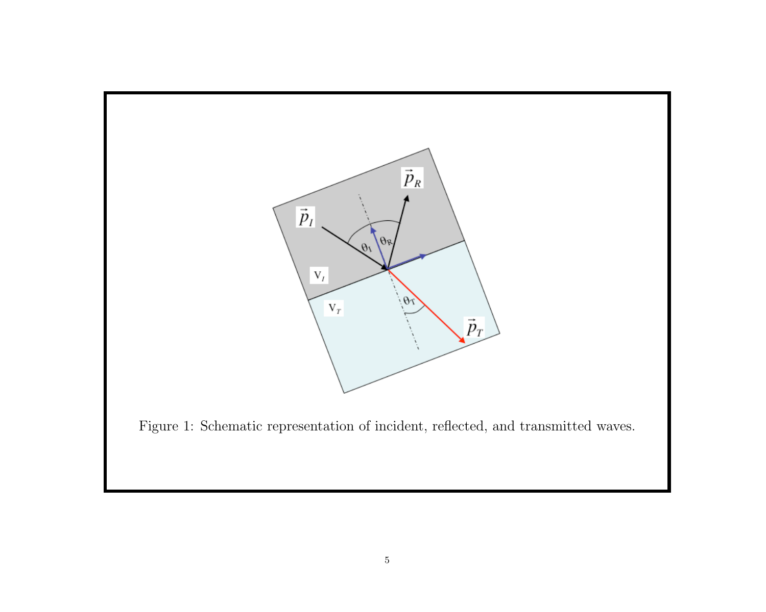Figure 1: Schematic representation of incident, reflected, and transmitted waves.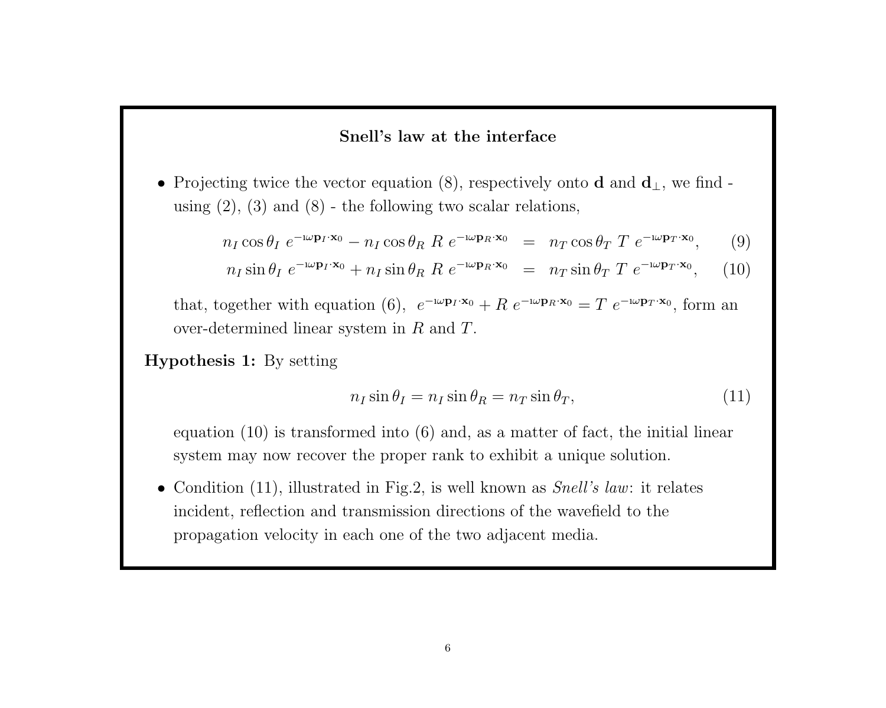## Snell's law at the interface

- Projecting twice the vector equation (8), respectively onto $\mathbf{d}$ and $\mathbf{d}_\perp$, we find - using (2), (3) and (8) - the following two scalar relations,

$$
\begin{aligned}
n_I \cos\theta_I \; e^{-\imath\omega \mathbf{p}_I \cdot \mathbf{x}_0} - n_I \cos\theta_R \; R \; e^{-\imath\omega \mathbf{p}_R \cdot \mathbf{x}_0} &= n_T \cos\theta_T \; T \; e^{-\imath\omega \mathbf{p}_T \cdot \mathbf{x}_0}, \qquad (9)\\
n_I \sin\theta_I \; e^{-\imath\omega \mathbf{p}_I \cdot \mathbf{x}_0} + n_I \sin\theta_R \; R \; e^{-\imath\omega \mathbf{p}_R \cdot \mathbf{x}_0} &= n_T \sin\theta_T \; T \; e^{-\imath\omega \mathbf{p}_T \cdot \mathbf{x}_0}, \qquad (10)
\end{aligned}
$$

  that, together with equation (6), $e^{-\imath\omega \mathbf{p}_I \cdot \mathbf{x}_0} + R \; e^{-\imath\omega \mathbf{p}_R \cdot \mathbf{x}_0} = T \; e^{-\imath\omega \mathbf{p}_T \cdot \mathbf{x}_0}$, form an over-determined linear system in $R$ and $T$.

**Hypothesis 1:** By setting

$$
n_I \sin\theta_I = n_I \sin\theta_R = n_T \sin\theta_T, \qquad (11)
$$

equation (10) is transformed into (6) and, as a matter of fact, the initial linear system may now recover the proper rank to exhibit a unique solution.

- Condition (11), illustrated in Fig.2, is well known as *Snell's law*: it relates incident, reflection and transmission directions of the wavefield to the propagation velocity in each one of the two adjacent media.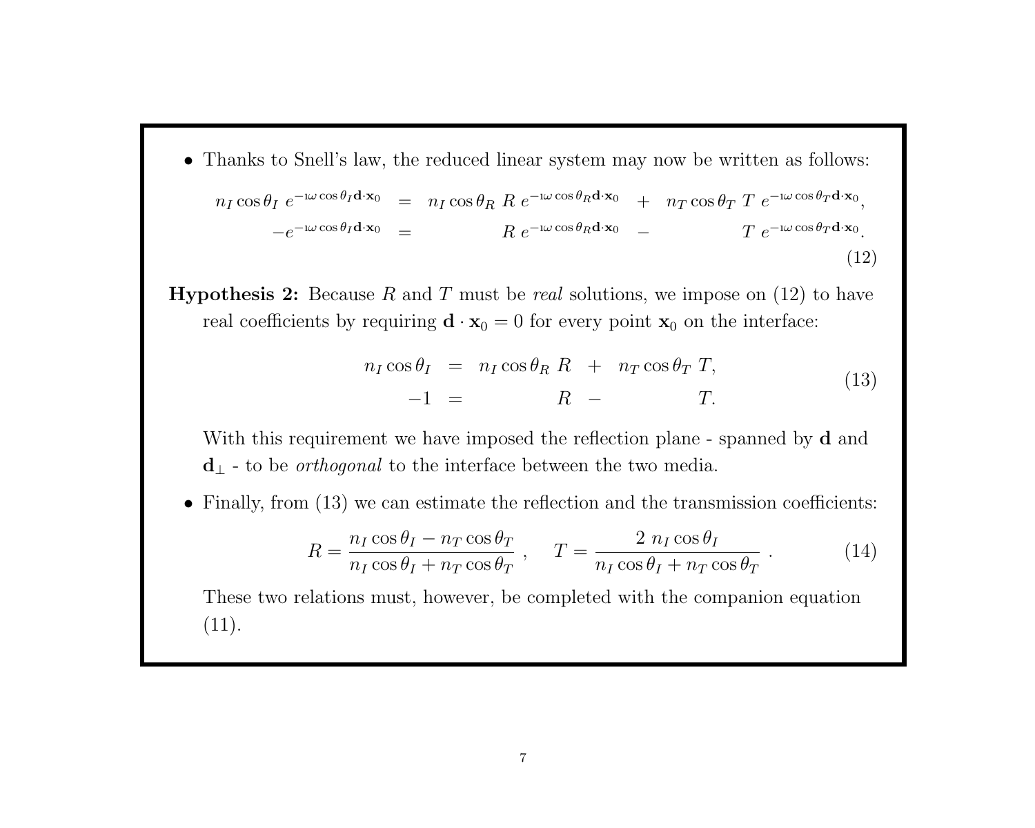- Thanks to Snell's law, the reduced linear system may now be written as follows:

$$
\begin{aligned}
n_I \cos\theta_I \; e^{-\imath\omega \cos\theta_I \mathbf{d}\cdot\mathbf{x}_0} &= n_I \cos\theta_R \; R \; e^{-\imath\omega \cos\theta_R \mathbf{d}\cdot\mathbf{x}_0} + n_T \cos\theta_T \; T \; e^{-\imath\omega \cos\theta_T \mathbf{d}\cdot\mathbf{x}_0}, \\
-e^{-\imath\omega \cos\theta_I \mathbf{d}\cdot\mathbf{x}_0} &= R \; e^{-\imath\omega \cos\theta_R \mathbf{d}\cdot\mathbf{x}_0} - T \; e^{-\imath\omega \cos\theta_T \mathbf{d}\cdot\mathbf{x}_0}.
\end{aligned}
\tag{12}
$$

**Hypothesis 2:** Because $R$ and $T$ must be *real* solutions, we impose on (12) to have real coefficients by requiring $\mathbf{d} \cdot \mathbf{x}_0 = 0$ for every point $\mathbf{x}_0$ on the interface:

$$
\begin{aligned}
n_I \cos\theta_I &= n_I \cos\theta_R \; R + n_T \cos\theta_T \; T, \\
-1 &= R - T.
\end{aligned}
\tag{13}
$$

With this requirement we have imposed the reflection plane - spanned by $\mathbf{d}$ and $\mathbf{d}_\perp$ - to be *orthogonal* to the interface between the two media.

- Finally, from (13) we can estimate the reflection and the transmission coefficients:

$$
R = \frac{n_I \cos\theta_I - n_T \cos\theta_T}{n_I \cos\theta_I + n_T \cos\theta_T} \; , \quad T = \frac{2 \; n_I \cos\theta_I}{n_I \cos\theta_I + n_T \cos\theta_T} \; . \tag{14}
$$

These two relations must, however, be completed with the companion equation (11).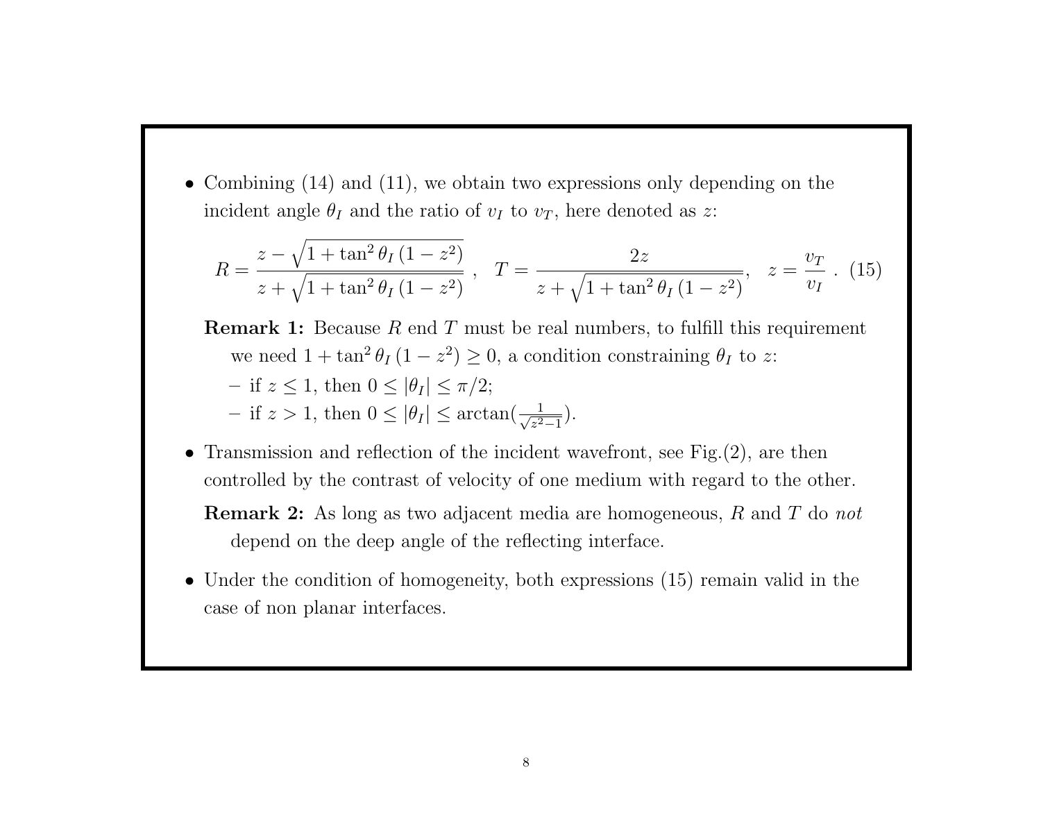- Combining (14) and (11), we obtain two expressions only depending on the incident angle $\theta_I$ and the ratio of $v_I$ to $v_T$, here denoted as $z$:

$$R = \frac{z - \sqrt{1 + \tan^2\theta_I\,(1 - z^2)}}{z + \sqrt{1 + \tan^2\theta_I\,(1 - z^2)}}\ , \quad T = \frac{2z}{z + \sqrt{1 + \tan^2\theta_I\,(1 - z^2)}}, \quad z = \frac{v_T}{v_I}\ . \quad (15)$$

  **Remark 1:** Because $R$ end $T$ must be real numbers, to fulfill this requirement we need $1 + \tan^2\theta_I\,(1 - z^2) \geq 0$, a condition constraining $\theta_I$ to $z$:

  - if $z \leq 1$, then $0 \leq |\theta_I| \leq \pi/2$;
  - if $z > 1$, then $0 \leq |\theta_I| \leq \arctan(\frac{1}{\sqrt{z^2-1}})$.

- Transmission and reflection of the incident wavefront, see Fig.(2), are then controlled by the contrast of velocity of one medium with regard to the other.

  **Remark 2:** As long as two adjacent media are homogeneous, $R$ and $T$ do *not* depend on the deep angle of the reflecting interface.

- Under the condition of homogeneity, both expressions (15) remain valid in the case of non planar interfaces.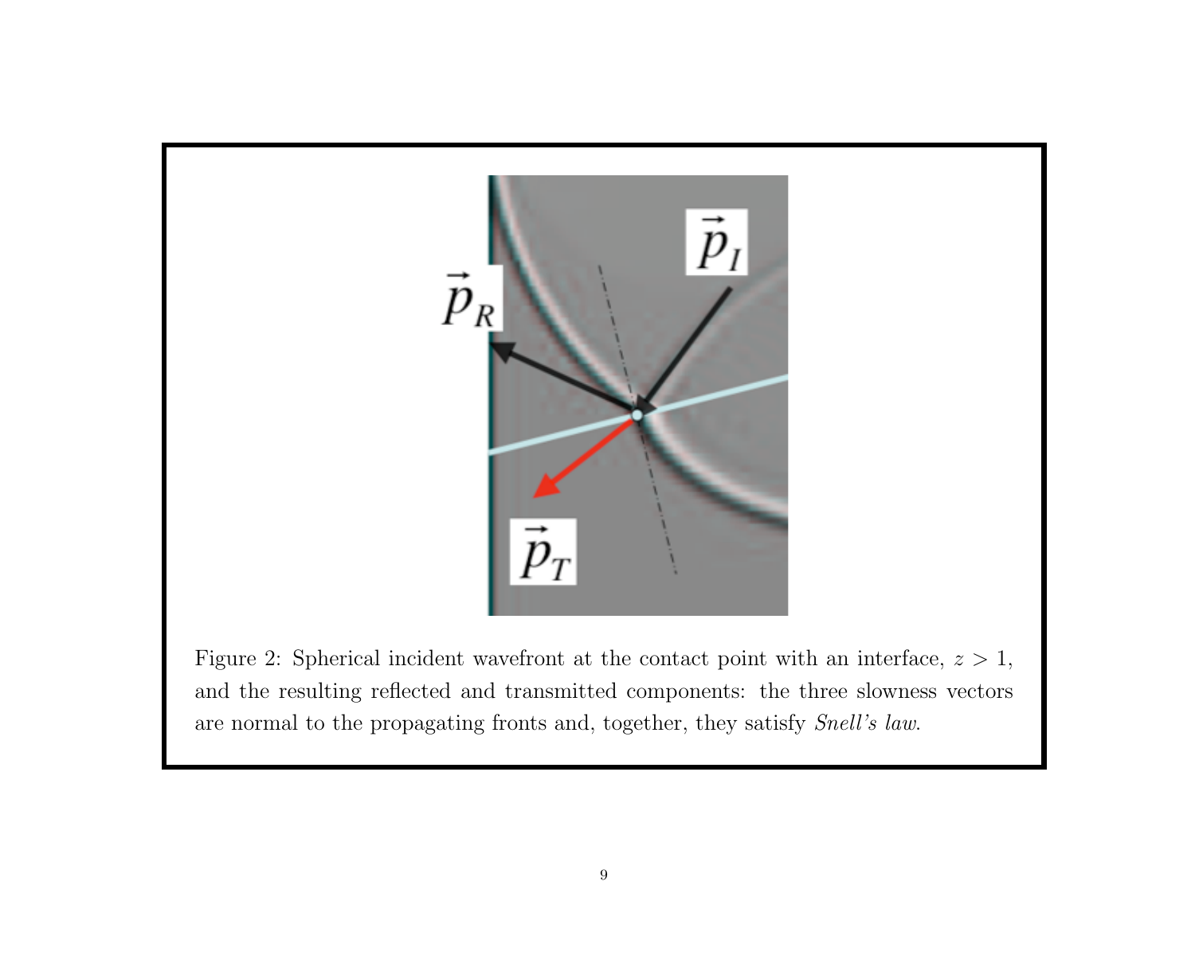$\vec{p}_R$

$\vec{p}_I$

$\vec{p}_T$

Figure 2: Spherical incident wavefront at the contact point with an interface, $z > 1$, and the resulting reflected and transmitted components: the three slowness vectors are normal to the propagating fronts and, together, they satisfy *Snell's law*.